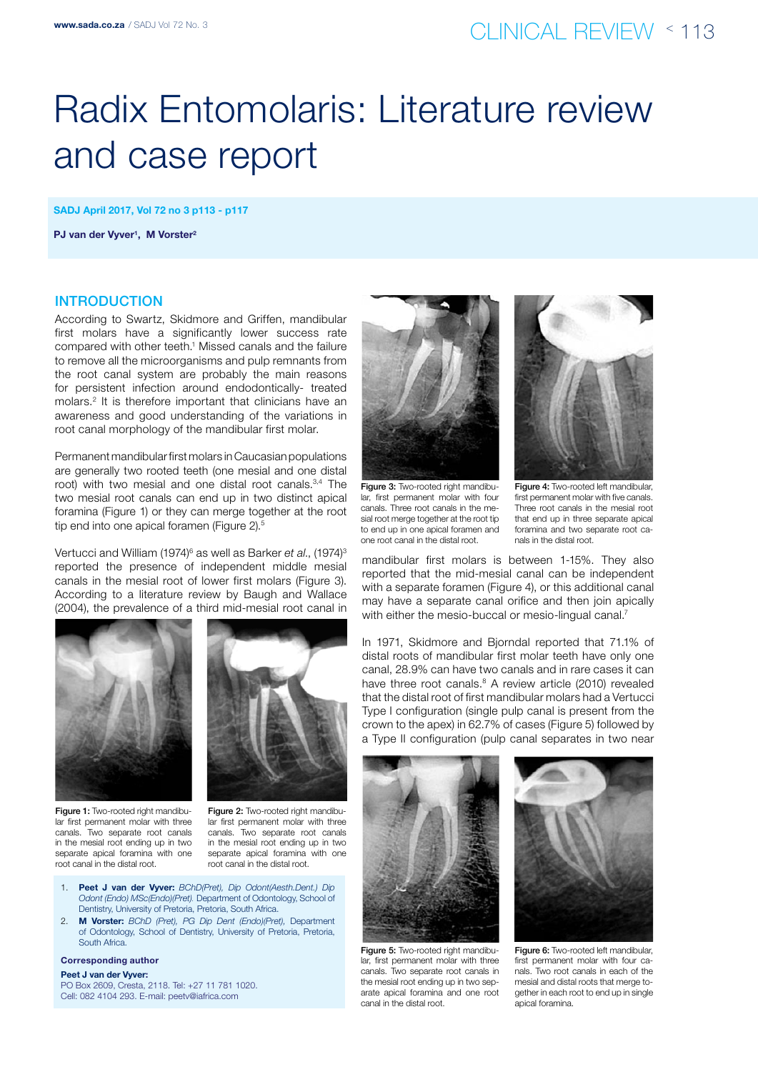# Radix Entomolaris: Literature review and case report

PJ van der Vyver[1], M Vorster[2]

## INTRODUCTION

According to Swartz, Skidmore and Griffen, mandibular first molars have a significantly lower success rate compared with other teeth.[1] Missed canals and the failure to remove all the microorganisms and pulp remnants from the root canal system are probably the main reasons for persistent infection around endodontically- treated molars.[2] It is therefore important that clinicians have an awareness and good understanding of the variations in root canal morphology of the mandibular first molar.

Permanent mandibular first molars in Caucasian populations are generally two rooted teeth (one mesial and one distal root) with two mesial and one distal root canals.[3,4] The two mesial root canals can end up in two distinct apical foramina (Figure 1) or they can merge together at the root tip end into one apical foramen (Figure 2).[5]

Vertucci and William (1974)[6] as well as Barker *et al*., (1974)[3] reported the presence of independent middle mesial canals in the mesial root of lower first molars (Figure 3). According to a literature review by Baugh and Wallace (2004), the prevalence of a third mid-mesial root canal in mandibular first molars is between 1-15%. They also reported that the mid-mesial canal can be independent with a separate foramen (Figure 4), or this additional canal may have a separate canal orifice and then join apically with either the mesio-buccal or mesio-lingual canal.[7]

**Figure 1:** Two-rooted right mandibular first permanent molar with three canals. Two separate root canals in the mesial root ending up in two separate apical foramina with one root canal in the distal root.

**Figure 2:** Two-rooted right mandibular first permanent molar with three canals. Two separate root canals in the mesial root ending up in two separate apical foramina with one root canal in the distal root.

**Figure 3:** Two-rooted right mandibular, first permanent molar with four canals. Three root canals in the mesial root merge together at the root tip to end up in one apical foramen and one root canal in the distal root.

**Figure 4:** Two-rooted left mandibular, first permanent molar with five canals. Three root canals in the mesial root that end up in three separate apical foramina and two separate root canals in the distal root.

In 1971, Skidmore and Bjorndal reported that 71.1% of distal roots of mandibular first molar teeth have only one canal, 28.9% can have two canals and in rare cases it can have three root canals.[8] A review article (2010) revealed that the distal root of first mandibular molars had a Vertucci Type I configuration (single pulp canal is present from the crown to the apex) in 62.7% of cases (Figure 5) followed by a Type II configuration (pulp canal separates in two near

**Figure 5:** Two-rooted right mandibular, first permanent molar with three canals. Two separate root canals in the mesial root ending up in two separate apical foramina and one root canal in the distal root.

**Figure 6:** Two-rooted left mandibular, first permanent molar with four canals. Two root canals in each of the mesial and distal roots that merge together in each root to end up in single apical foramina.

1. **Peet J van der Vyver:** *BChD(Pret), Dip Odont(Aesth.Dent.) Dip Odont (Endo) MSc(Endo)(Pret).* Department of Odontology, School of Dentistry, University of Pretoria, Pretoria, South Africa.
2. **M Vorster:** *BChD (Pret), PG Dip Dent (Endo)(Pret),* Department of Odontology, School of Dentistry, University of Pretoria, Pretoria, South Africa.

**Corresponding author**

**Peet J van der Vyver:**
PO Box 2609, Cresta, 2118. Tel: +27 11 781 1020.
Cell: 082 4104 293. E-mail: peetv@iafrica.com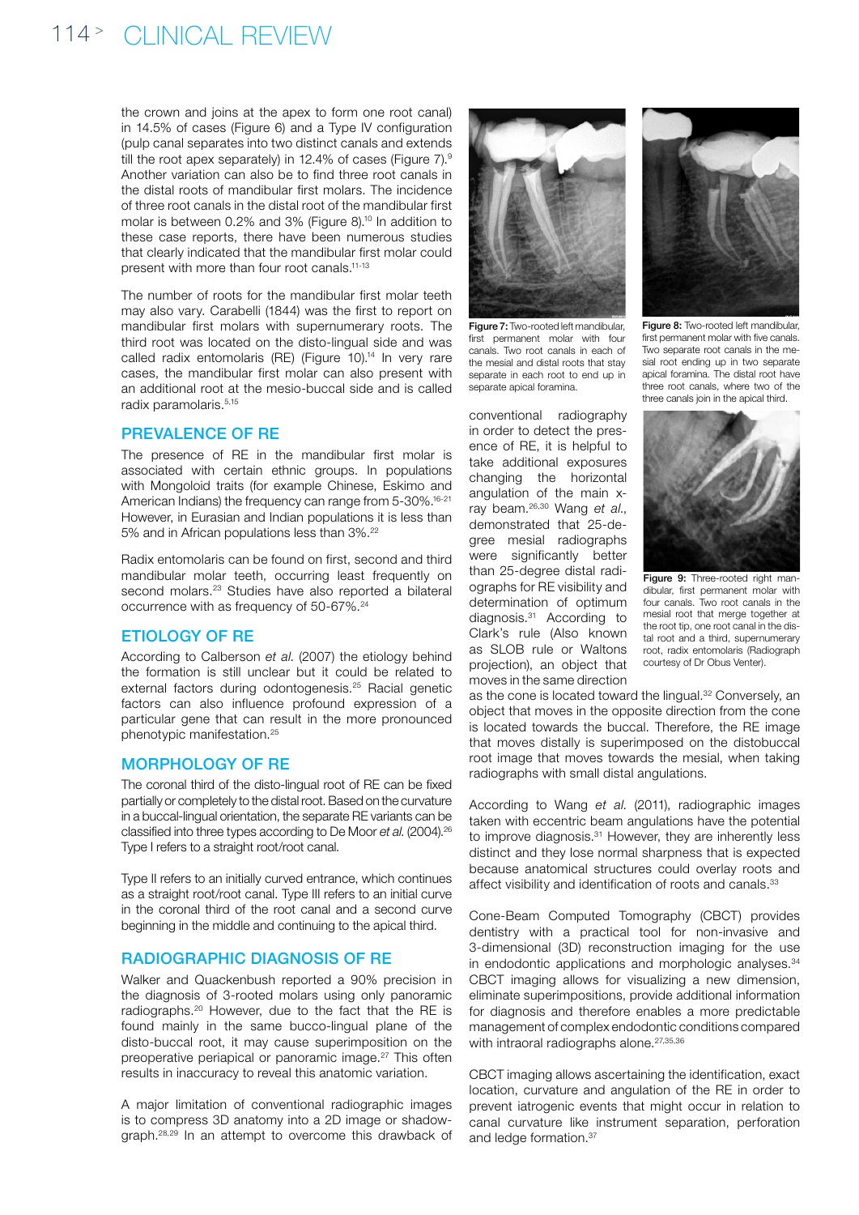the crown and joins at the apex to form one root canal) in 14.5% of cases (Figure 6) and a Type IV configuration (pulp canal separates into two distinct canals and extends till the root apex separately) in 12.4% of cases (Figure 7).[9] Another variation can also be to find three root canals in the distal roots of mandibular first molars. The incidence of three root canals in the distal root of the mandibular first molar is between 0.2% and 3% (Figure 8).[10] In addition to these case reports, there have been numerous studies that clearly indicated that the mandibular first molar could present with more than four root canals.[11-13]

The number of roots for the mandibular first molar teeth may also vary. Carabelli (1844) was the first to report on mandibular first molars with supernumerary roots. The third root was located on the disto-lingual side and was called radix entomolaris (RE) (Figure 10).[14] In very rare cases, the mandibular first molar can also present with an additional root at the mesio-buccal side and is called radix paramolaris.[5,15]

## PREVALENCE OF RE

The presence of RE in the mandibular first molar is associated with certain ethnic groups. In populations with Mongoloid traits (for example Chinese, Eskimo and American Indians) the frequency can range from 5-30%.[16-21] However, in Eurasian and Indian populations it is less than 5% and in African populations less than 3%.[22]

Radix entomolaris can be found on first, second and third mandibular molar teeth, occurring least frequently on second molars.[23] Studies have also reported a bilateral occurrence with as frequency of 50-67%.[24]

## ETIOLOGY OF RE

According to Calberson *et al*. (2007) the etiology behind the formation is still unclear but it could be related to external factors during odontogenesis.[25] Racial genetic factors can also influence profound expression of a particular gene that can result in the more pronounced phenotypic manifestation.[25]

## MORPHOLOGY OF RE

The coronal third of the disto-lingual root of RE can be fixed partially or completely to the distal root. Based on the curvature in a buccal-lingual orientation, the separate RE variants can be classified into three types according to De Moor *et al.* (2004).[26] Type I refers to a straight root/root canal.

Type II refers to an initially curved entrance, which continues as a straight root/root canal. Type III refers to an initial curve in the coronal third of the root canal and a second curve beginning in the middle and continuing to the apical third.

## RADIOGRAPHIC DIAGNOSIS OF RE

Walker and Quackenbush reported a 90% precision in the diagnosis of 3-rooted molars using only panoramic radiographs.[20] However, due to the fact that the RE is found mainly in the same bucco-lingual plane of the disto-buccal root, it may cause superimposition on the preoperative periapical or panoramic image.[27] This often results in inaccuracy to reveal this anatomic variation.

A major limitation of conventional radiographic images is to compress 3D anatomy into a 2D image or shadowgraph.[28,29] In an attempt to overcome this drawback of conventional radiography in order to detect the presence of RE, it is helpful to take additional exposures changing the horizontal angulation of the main x-ray beam.[26,30] Wang *et al*., demonstrated that 25-degree mesial radiographs were significantly better than 25-degree distal radiographs for RE visibility and determination of optimum diagnosis.[31] According to Clark's rule (Also known as SLOB rule or Waltons projection), an object that moves in the same direction as the cone is located toward the lingual.[32] Conversely, an object that moves in the opposite direction from the cone is located towards the buccal. Therefore, the RE image that moves distally is superimposed on the distobuccal root image that moves towards the mesial, when taking radiographs with small distal angulations.

**Figure 7:** Two-rooted left mandibular, first permanent molar with four canals. Two root canals in each of the mesial and distal roots that stay separate in each root to end up in separate apical foramina.

**Figure 8:** Two-rooted left mandibular, first permanent molar with five canals. Two separate root canals in the mesial root ending up in two separate apical foramina. The distal root have three root canals, where two of the three canals join in the apical third.

**Figure 9:** Three-rooted right mandibular, first permanent molar with four canals. Two root canals in the mesial root that merge together at the root tip, one root canal in the distal root and a third, supernumerary root, radix entomolaris (Radiograph courtesy of Dr Obus Venter).

According to Wang *et al*. (2011), radiographic images taken with eccentric beam angulations have the potential to improve diagnosis.[31] However, they are inherently less distinct and they lose normal sharpness that is expected because anatomical structures could overlay roots and affect visibility and identification of roots and canals.[33]

Cone-Beam Computed Tomography (CBCT) provides dentistry with a practical tool for non-invasive and 3-dimensional (3D) reconstruction imaging for the use in endodontic applications and morphologic analyses.[34] CBCT imaging allows for visualizing a new dimension, eliminate superimpositions, provide additional information for diagnosis and therefore enables a more predictable management of complex endodontic conditions compared with intraoral radiographs alone.[27,35,36]

CBCT imaging allows ascertaining the identification, exact location, curvature and angulation of the RE in order to prevent iatrogenic events that might occur in relation to canal curvature like instrument separation, perforation and ledge formation.[37]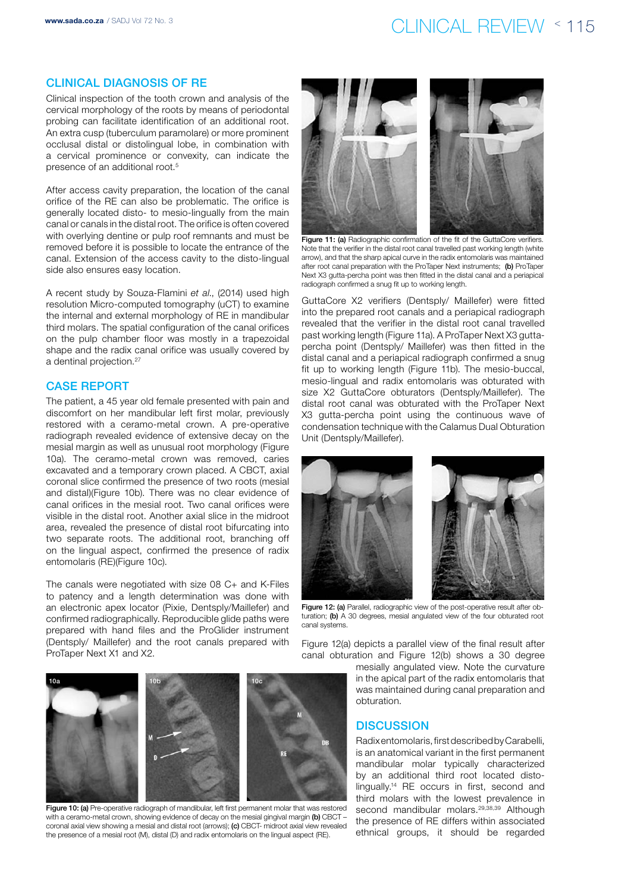## CLINICAL DIAGNOSIS OF RE

Clinical inspection of the tooth crown and analysis of the cervical morphology of the roots by means of periodontal probing can facilitate identification of an additional root. An extra cusp (tuberculum paramolare) or more prominent occlusal distal or distolingual lobe, in combination with a cervical prominence or convexity, can indicate the presence of an additional root.[5]

After access cavity preparation, the location of the canal orifice of the RE can also be problematic. The orifice is generally located disto- to mesio-lingually from the main canal or canals in the distal root. The orifice is often covered with overlying dentine or pulp roof remnants and must be removed before it is possible to locate the entrance of the canal. Extension of the access cavity to the disto-lingual side also ensures easy location.

A recent study by Souza-Flamini *et al.*, (2014) used high resolution Micro-computed tomography (uCT) to examine the internal and external morphology of RE in mandibular third molars. The spatial configuration of the canal orifices on the pulp chamber floor was mostly in a trapezoidal shape and the radix canal orifice was usually covered by a dentinal projection.[27]

## CASE REPORT

The patient, a 45 year old female presented with pain and discomfort on her mandibular left first molar, previously restored with a ceramo-metal crown. A pre-operative radiograph revealed evidence of extensive decay on the mesial margin as well as unusual root morphology (Figure 10a). The ceramo-metal crown was removed, caries excavated and a temporary crown placed. A CBCT, axial coronal slice confirmed the presence of two roots (mesial and distal)(Figure 10b). There was no clear evidence of canal orifices in the mesial root. Two canal orifices were visible in the distal root. Another axial slice in the midroot area, revealed the presence of distal root bifurcating into two separate roots. The additional root, branching off on the lingual aspect, confirmed the presence of radix entomolaris (RE)(Figure 10c).

The canals were negotiated with size 08 C+ and K-Files to patency and a length determination was done with an electronic apex locator (Pixie, Dentsply/Maillefer) and confirmed radiographically. Reproducible glide paths were prepared with hand files and the ProGlider instrument (Dentsply/ Maillefer) and the root canals prepared with ProTaper Next X1 and X2.

**Figure 10: (a)** Pre-operative radiograph of mandibular, left first permanent molar that was restored with a ceramo-metal crown, showing evidence of decay on the mesial gingival margin **(b)** CBCT – coronal axial view showing a mesial and distal root (arrows); **(c)** CBCT- midroot axial view revealed the presence of a mesial root (M), distal (D) and radix entomolaris on the lingual aspect (RE).

**Figure 11: (a)** Radiographic confirmation of the fit of the GuttaCore verifiers. Note that the verifier in the distal root canal travelled past working length (white arrow), and that the sharp apical curve in the radix entomolaris was maintained after root canal preparation with the ProTaper Next instruments; **(b)** ProTaper Next X3 gutta-percha point was then fitted in the distal canal and a periapical radiograph confirmed a snug fit up to working length.

GuttaCore X2 verifiers (Dentsply/ Maillefer) were fitted into the prepared root canals and a periapical radiograph revealed that the verifier in the distal root canal travelled past working length (Figure 11a). A ProTaper Next X3 gutta-percha point (Dentsply/ Maillefer) was then fitted in the distal canal and a periapical radiograph confirmed a snug fit up to working length (Figure 11b). The mesio-buccal, mesio-lingual and radix entomolaris was obturated with size X2 GuttaCore obturators (Dentsply/Maillefer). The distal root canal was obturated with the ProTaper Next X3 gutta-percha point using the continuous wave of condensation technique with the Calamus Dual Obturation Unit (Dentsply/Maillefer).

**Figure 12: (a)** Parallel, radiographic view of the post-operative result after obturation; **(b)** A 30 degrees, mesial angulated view of the four obturated root canal systems.

Figure 12(a) depicts a parallel view of the final result after canal obturation and Figure 12(b) shows a 30 degree mesially angulated view. Note the curvature in the apical part of the radix entomolaris that was maintained during canal preparation and obturation.

## DISCUSSION

Radix entomolaris, first described by Carabelli, is an anatomical variant in the first permanent mandibular molar typically characterized by an additional third root located disto-lingually.[14] RE occurs in first, second and third molars with the lowest prevalence in second mandibular molars.[29,38,39] Although the presence of RE differs within associated ethnical groups, it should be regarded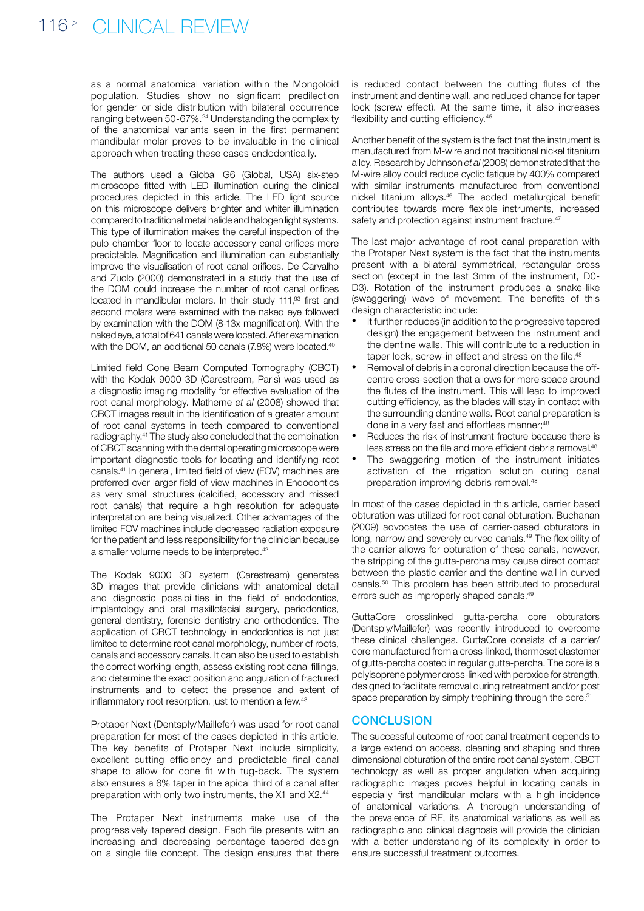as a normal anatomical variation within the Mongoloid population. Studies show no significant predilection for gender or side distribution with bilateral occurrence ranging between 50-67%.[24] Understanding the complexity of the anatomical variants seen in the first permanent mandibular molar proves to be invaluable in the clinical approach when treating these cases endodontically.

The authors used a Global G6 (Global, USA) six-step microscope fitted with LED illumination during the clinical procedures depicted in this article. The LED light source on this microscope delivers brighter and whiter illumination compared to traditional metal halide and halogen light systems. This type of illumination makes the careful inspection of the pulp chamber floor to locate accessory canal orifices more predictable. Magnification and illumination can substantially improve the visualisation of root canal orifices. De Carvalho and Zuolo (2000) demonstrated in a study that the use of the DOM could increase the number of root canal orifices located in mandibular molars. In their study 111,[93] first and second molars were examined with the naked eye followed by examination with the DOM (8-13x magnification). With the naked eye, a total of 641 canals were located. After examination with the DOM, an additional 50 canals (7.8%) were located.[40]

Limited field Cone Beam Computed Tomography (CBCT) with the Kodak 9000 3D (Carestream, Paris) was used as a diagnostic imaging modality for effective evaluation of the root canal morphology. Matherne *et al* (2008) showed that CBCT images result in the identification of a greater amount of root canal systems in teeth compared to conventional radiography.[41] The study also concluded that the combination of CBCT scanning with the dental operating microscope were important diagnostic tools for locating and identifying root canals.[41] In general, limited field of view (FOV) machines are preferred over larger field of view machines in Endodontics as very small structures (calcified, accessory and missed root canals) that require a high resolution for adequate interpretation are being visualized. Other advantages of the limited FOV machines include decreased radiation exposure for the patient and less responsibility for the clinician because a smaller volume needs to be interpreted.[42]

The Kodak 9000 3D system (Carestream) generates 3D images that provide clinicians with anatomical detail and diagnostic possibilities in the field of endodontics, implantology and oral maxillofacial surgery, periodontics, general dentistry, forensic dentistry and orthodontics. The application of CBCT technology in endodontics is not just limited to determine root canal morphology, number of roots, canals and accessory canals. It can also be used to establish the correct working length, assess existing root canal fillings, and determine the exact position and angulation of fractured instruments and to detect the presence and extent of inflammatory root resorption, just to mention a few.[43]

Protaper Next (Dentsply/Maillefer) was used for root canal preparation for most of the cases depicted in this article. The key benefits of Protaper Next include simplicity, excellent cutting efficiency and predictable final canal shape to allow for cone fit with tug-back. The system also ensures a 6% taper in the apical third of a canal after preparation with only two instruments, the X1 and X2.[44]

The Protaper Next instruments make use of the progressively tapered design. Each file presents with an increasing and decreasing percentage tapered design on a single file concept. The design ensures that there is reduced contact between the cutting flutes of the instrument and dentine wall, and reduced chance for taper lock (screw effect). At the same time, it also increases flexibility and cutting efficiency.[45]

Another benefit of the system is the fact that the instrument is manufactured from M-wire and not traditional nickel titanium alloy. Research by Johnson *et al* (2008) demonstrated that the M-wire alloy could reduce cyclic fatigue by 400% compared with similar instruments manufactured from conventional nickel titanium alloys.[46] The added metallurgical benefit contributes towards more flexible instruments, increased safety and protection against instrument fracture.[47]

The last major advantage of root canal preparation with the Protaper Next system is the fact that the instruments present with a bilateral symmetrical, rectangular cross section (except in the last 3mm of the instrument, D0-D3). Rotation of the instrument produces a snake-like (swaggering) wave of movement. The benefits of this design characteristic include:

- It further reduces (in addition to the progressive tapered design) the engagement between the instrument and the dentine walls. This will contribute to a reduction in taper lock, screw-in effect and stress on the file.[48]
- Removal of debris in a coronal direction because the off-centre cross-section that allows for more space around the flutes of the instrument. This will lead to improved cutting efficiency, as the blades will stay in contact with the surrounding dentine walls. Root canal preparation is done in a very fast and effortless manner;[48]
- Reduces the risk of instrument fracture because there is less stress on the file and more efficient debris removal.[48]
- The swaggering motion of the instrument initiates activation of the irrigation solution during canal preparation improving debris removal.[48]

In most of the cases depicted in this article, carrier based obturation was utilized for root canal obturation. Buchanan (2009) advocates the use of carrier-based obturators in long, narrow and severely curved canals.[49] The flexibility of the carrier allows for obturation of these canals, however, the stripping of the gutta-percha may cause direct contact between the plastic carrier and the dentine wall in curved canals.[50] This problem has been attributed to procedural errors such as improperly shaped canals.[49]

GuttaCore crosslinked gutta-percha core obturators (Dentsply/Maillefer) was recently introduced to overcome these clinical challenges. GuttaCore consists of a carrier/core manufactured from a cross-linked, thermoset elastomer of gutta-percha coated in regular gutta-percha. The core is a polyisoprene polymer cross-linked with peroxide for strength, designed to facilitate removal during retreatment and/or post space preparation by simply trephining through the core.[51]

## CONCLUSION

The successful outcome of root canal treatment depends to a large extend on access, cleaning and shaping and three dimensional obturation of the entire root canal system. CBCT technology as well as proper angulation when acquiring radiographic images proves helpful in locating canals in especially first mandibular molars with a high incidence of anatomical variations. A thorough understanding of the prevalence of RE, its anatomical variations as well as radiographic and clinical diagnosis will provide the clinician with a better understanding of its complexity in order to ensure successful treatment outcomes.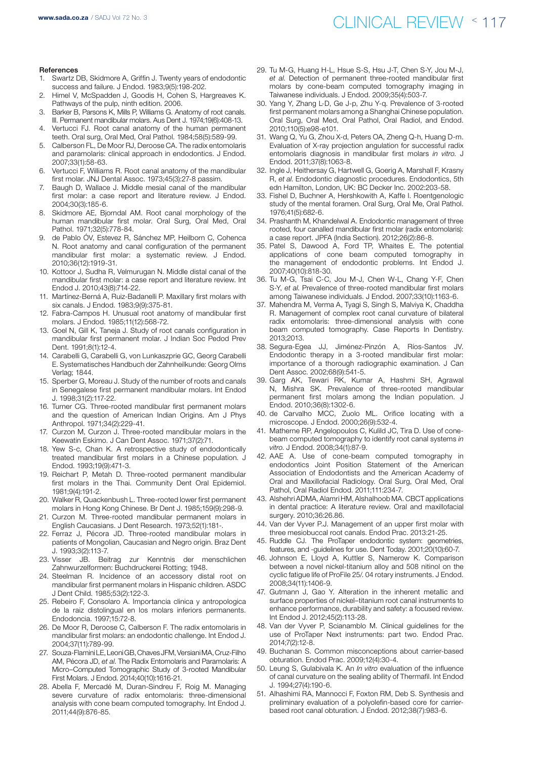#### References

1. Swartz DB, Skidmore A, Griffin J. Twenty years of endodontic success and failure. J Endod. 1983;9(5):198-202.
2. Himel V, McSpadden J, Goodis H, Cohen S, Hargreaves K. Pathways of the pulp, ninth edition. 2006.
3. Barker B, Parsons K, Mills P, Williams G. Anatomy of root canals. III. Permanent mandibular molars. Aus Dent J. 1974;19(6):408-13.
4. Vertucci FJ. Root canal anatomy of the human permanent teeth. Oral surg, Oral Med, Oral Pathol. 1984;58(5):589-99.
5. Calberson FL, De Moor RJ, Deroose CA. The radix entomolaris and paramolaris: clinical approach in endodontics. J Endod. 2007;33(1):58-63.
6. Vertucci F, Williams R. Root canal anatomy of the mandibular first molar. JNJ Dental Assoc. 1973;45(3):27-8 passim.
7. Baugh D, Wallace J. Middle mesial canal of the mandibular first molar: a case report and literature review. J Endod. 2004;30(3):185-6.
8. Skidmore AE, Bjorndal AM. Root canal morphology of the human mandibular first molar. Oral Surg, Oral Med, Oral Pathol. 1971;32(5):778-84.
9. de Pablo ÓV, Estevez R, Sánchez MP, Heilborn C, Cohenca N. Root anatomy and canal configuration of the permanent mandibular first molar: a systematic review. J Endod. 2010;36(12):1919-31.
10. Kottoor J, Sudha R, Velmurugan N. Middle distal canal of the mandibular first molar: a case report and literature review. Int Endod J. 2010;43(8):714-22.
11. Martínez-Berná A, Ruiz-Badanelli P. Maxillary first molars with six canals. J Endod. 1983;9(9):375-81.
12. Fabra-Campos H. Unusual root anatomy of mandibular first molars. J Endod. 1985;11(12):568-72.
13. Goel N, Gill K, Taneja J. Study of root canals configuration in mandibular first permanent molar. J Indian Soc Pedod Prev Dent. 1991;8(1):12-4.
14. Carabelli G, Carabelli G, von Lunkaszprie GC, Georg Carabelli E. Systematisches Handbuch der Zahnheilkunde: Georg Olms Verlag; 1844.
15. Sperber G, Moreau J. Study of the number of roots and canals in Senegalese first permanent mandibular molars. Int Endod J. 1998;31(2):117-22.
16. Turner CG. Three-rooted mandibular first permanent molars and the question of American Indian Origins. Am J Phys Anthropol. 1971;34(2):229-41.
17. Curzon M, Curzon J. Three-rooted mandibular molars in the Keewatin Eskimo. J Can Dent Assoc. 1971;37(2):71.
18. Yew S-c, Chan K. A retrospective study of endodontically treated mandibular first molars in a Chinese population. J Endod. 1993;19(9):471-3.
19. Reichart P, Metah D. Three-rooted permanent mandibular first molars in the Thai. Community Dent Oral Epidemiol. 1981;9(4):191-2.
20. Walker R, Quackenbush L. Three-rooted lower first permanent molars in Hong Kong Chinese. Br Dent J. 1985;159(9):298-9.
21. Curzon M. Three-rooted mandibular permanent molars in English Caucasians. J Dent Research. 1973;52(1):181-.
22. Ferraz J, Pécora JD. Three-rooted mandibular molars in patients of Mongolian, Caucasian and Negro origin. Braz Dent J. 1993;3(2):113-7.
23. Visser JB. Beitrag zur Kenntnis der menschlichen Zahnwurzelformen: Buchdruckerei Rotting; 1948.
24. Steelman R. Incidence of an accessory distal root on mandibular first permanent molars in Hispanic children. ASDC J Dent Child. 1985;53(2):122-3.
25. Rebeiro F, Consolaro A. Importancia clinica y antropologica de la raiz distolingual en los molars inferiors permanents. Endodoncia. 1997;15:72-8.
26. De Moor R, Deroose C, Calberson F. The radix entomolaris in mandibular first molars: an endodontic challenge. Int Endod J. 2004;37(11):789-99.
27. Souza-Flamini LE, Leoni GB, Chaves JFM, Versiani MA, Cruz-Filho AM, Pécora JD, *et al*. The Radix Entomolaris and Paramolaris: A Micro–Computed Tomographic Study of 3-rooted Mandibular First Molars. J Endod. 2014;40(10):1616-21.
28. Abella F, Mercadé M, Duran-Sindreu F, Roig M. Managing severe curvature of radix entomolaris: three-dimensional analysis with cone beam computed tomography. Int Endod J. 2011;44(9):876-85.
29. Tu M-G, Huang H-L, Hsue S-S, Hsu J-T, Chen S-Y, Jou M-J, *et al*. Detection of permanent three-rooted mandibular first molars by cone-beam computed tomography imaging in Taiwanese individuals. J Endod. 2009;35(4):503-7.
30. Yang Y, Zhang L-D, Ge J-p, Zhu Y-q. Prevalence of 3-rooted first permanent molars among a Shanghai Chinese population. Oral Surg, Oral Med, Oral Pathol, Oral Radiol, and Endod. 2010;110(5):e98-e101.
31. Wang Q, Yu G, Zhou X-d, Peters OA, Zheng Q-h, Huang D-m. Evaluation of X-ray projection angulation for successful radix entomolaris diagnosis in mandibular first molars *in vitro*. J Endod. 2011;37(8):1063-8.
32. Ingle J, Heithersay G, Hartwell G, Goerig A, Marshall F, Krasny R, *et al*. Endodontic diagnostic procedures. Endodontics, 5th edn Hamilton, London, UK: BC Decker Inc. 2002:203-58.
33. Fishel D, Buchner A, Hershkowith A, Kaffe I. Roentgenologic study of the mental foramen. Oral Surg, Oral Me, Oral Pathol. 1976;41(5):682-6.
34. Prashanth M, Khandelwal A. Endodontic management of three rooted, four canalled mandibular first molar (radix entomolaris): a case report. JPFA (India Section). 2012;26(2):86-8.
35. Patel S, Dawood A, Ford TP, Whaites E. The potential applications of cone beam computed tomography in the management of endodontic problems. Int Endod J. 2007;40(10):818-30.
36. Tu M-G, Tsai C-C, Jou M-J, Chen W-L, Chang Y-F, Chen S-Y, *et al*. Prevalence of three-rooted mandibular first molars among Taiwanese individuals. J Endod. 2007;33(10):1163-6.
37. Mahendra M, Verma A, Tyagi S, Singh S, Malviya K, Chaddha R. Management of complex root canal curvature of bilateral radix entomolaris: three-dimensional analysis with cone beam computed tomography. Case Reports In Dentistry. 2013;2013.
38. Segura-Egea JJ, Jiménez-Pinzón A, Ríos-Santos JV. Endodontic therapy in a 3-rooted mandibular first molar: importance of a thorough radiographic examination. J Can Dent Assoc. 2002;68(9):541-5.
39. Garg AK, Tewari RK, Kumar A, Hashmi SH, Agrawal N, Mishra SK. Prevalence of three-rooted mandibular permanent first molars among the Indian population. J Endod. 2010;36(8):1302-6.
40. de Carvalho MCC, Zuolo ML. Orifice locating with a microscope. J Endod. 2000;26(9):532-4.
41. Matherne RP, Angelopoulos C, Kulild JC, Tira D. Use of cone-beam computed tomography to identify root canal systems *in vitro*. J Endod. 2008;34(1):87-9.
42. AAE A. Use of cone-beam computed tomography in endodontics Joint Position Statement of the American Association of Endodontists and the American Academy of Oral and Maxillofacial Radiology. Oral Surg, Oral Med, Oral Pathol, Oral Radiol Endod. 2011;111:234-7.
43. Alshehri ADMA, Alamri HM, Alshalhoob MA. CBCT applications in dental practice: A literature review. Oral and maxillofacial surgery. 2010;36:26.86.
44. Van der Vyver P.J. Management of an upper first molar with three mesiobuccal root canals. Endod Prac. 2013:21-25.
45. Ruddle CJ. The ProTaper endodontic system: geometries, features, and -guidelines for use. Dent Today. 2001;20(10):60-7.
46. Johnson E, Lloyd A, Kuttler S, Namerow K. Comparison between a novel nickel-titanium alloy and 508 nitinol on the cyclic fatigue life of ProFile 25/. 04 rotary instruments. J Endod. 2008;34(11):1406-9.
47. Gutmann J, Gao Y. Alteration in the inherent metallic and surface properties of nickel–titanium root canal instruments to enhance performance, durability and safety: a focused review. Int Endod J. 2012;45(2):113-28.
48. Van der Vyver P, Scianamblo M. Clinical guidelines for the use of ProTaper Next instruments: part two. Endod Prac. 2014;7(2):12-8.
49. Buchanan S. Common misconceptions about carrier-based obturation. Endod Prac. 2009;12(4):30-4.
50. Leung S, Gulabivala K. An *In vitro* evaluation of the influence of canal curvature on the sealing ability of Thermafil. Int Endod J. 1994;27(4):190-6.
51. Alhashimi RA, Mannocci F, Foxton RM, Deb S. Synthesis and preliminary evaluation of a polyolefin-based core for carrier-based root canal obturation. J Endod. 2012;38(7):983-6.